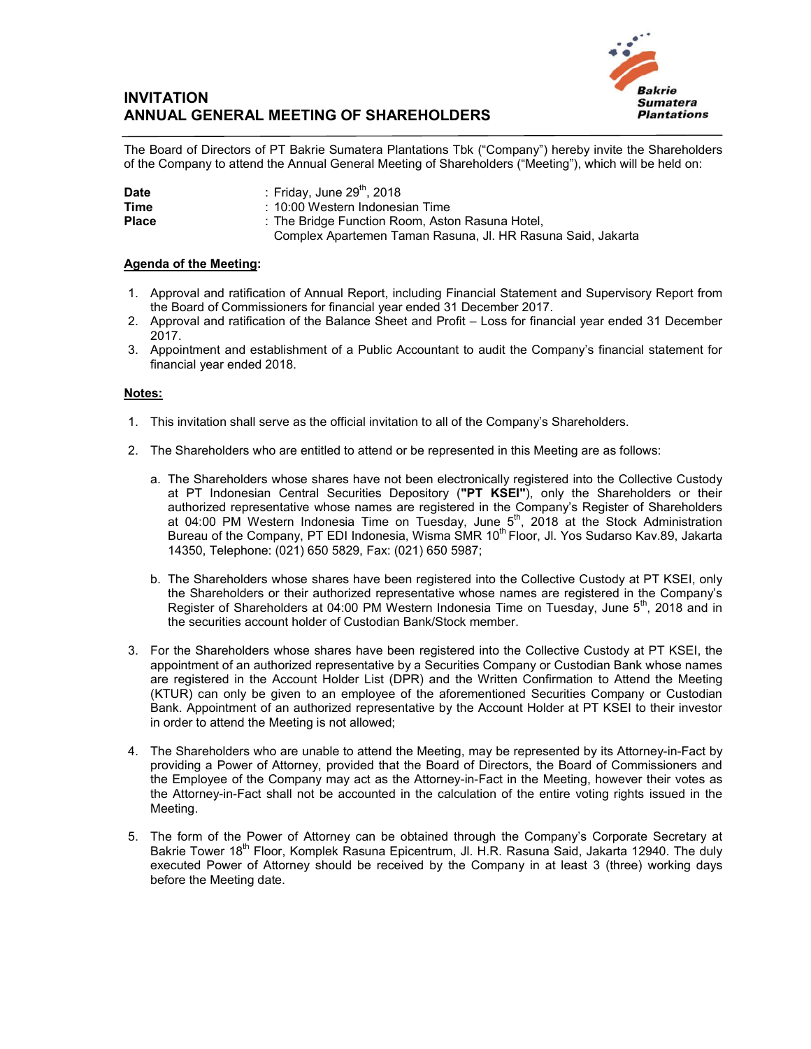# INVITATION
# ANNUAL GENERAL MEETING OF SHAREHOLDERS

Bakrie Sumatera Plantations

The Board of Directors of PT Bakrie Sumatera Plantations Tbk ("Company") hereby invite the Shareholders of the Company to attend the Annual General Meeting of Shareholders ("Meeting"), which will be held on:

| | |
|---|---|
| **Date** | : Friday, June 29th, 2018 |
| **Time** | : 10:00 Western Indonesian Time |
| **Place** | : The Bridge Function Room, Aston Rasuna Hotel, Complex Apartemen Taman Rasuna, Jl. HR Rasuna Said, Jakarta |

**Agenda of the Meeting:**

1. Approval and ratification of Annual Report, including Financial Statement and Supervisory Report from the Board of Commissioners for financial year ended 31 December 2017.
2. Approval and ratification of the Balance Sheet and Profit – Loss for financial year ended 31 December 2017.
3. Appointment and establishment of a Public Accountant to audit the Company's financial statement for financial year ended 2018.

**Notes:**

1. This invitation shall serve as the official invitation to all of the Company's Shareholders.

2. The Shareholders who are entitled to attend or be represented in this Meeting are as follows:

   a. The Shareholders whose shares have not been electronically registered into the Collective Custody at PT Indonesian Central Securities Depository (**"PT KSEI"**), only the Shareholders or their authorized representative whose names are registered in the Company's Register of Shareholders at 04:00 PM Western Indonesia Time on Tuesday, June 5th, 2018 at the Stock Administration Bureau of the Company, PT EDI Indonesia, Wisma SMR 10th Floor, Jl. Yos Sudarso Kav.89, Jakarta 14350, Telephone: (021) 650 5829, Fax: (021) 650 5987;

   b. The Shareholders whose shares have been registered into the Collective Custody at PT KSEI, only the Shareholders or their authorized representative whose names are registered in the Company's Register of Shareholders at 04:00 PM Western Indonesia Time on Tuesday, June 5th, 2018 and in the securities account holder of Custodian Bank/Stock member.

3. For the Shareholders whose shares have been registered into the Collective Custody at PT KSEI, the appointment of an authorized representative by a Securities Company or Custodian Bank whose names are registered in the Account Holder List (DPR) and the Written Confirmation to Attend the Meeting (KTUR) can only be given to an employee of the aforementioned Securities Company or Custodian Bank. Appointment of an authorized representative by the Account Holder at PT KSEI to their investor in order to attend the Meeting is not allowed;

4. The Shareholders who are unable to attend the Meeting, may be represented by its Attorney-in-Fact by providing a Power of Attorney, provided that the Board of Directors, the Board of Commissioners and the Employee of the Company may act as the Attorney-in-Fact in the Meeting, however their votes as the Attorney-in-Fact shall not be accounted in the calculation of the entire voting rights issued in the Meeting.

5. The form of the Power of Attorney can be obtained through the Company's Corporate Secretary at Bakrie Tower 18th Floor, Komplek Rasuna Epicentrum, Jl. H.R. Rasuna Said, Jakarta 12940. The duly executed Power of Attorney should be received by the Company in at least 3 (three) working days before the Meeting date.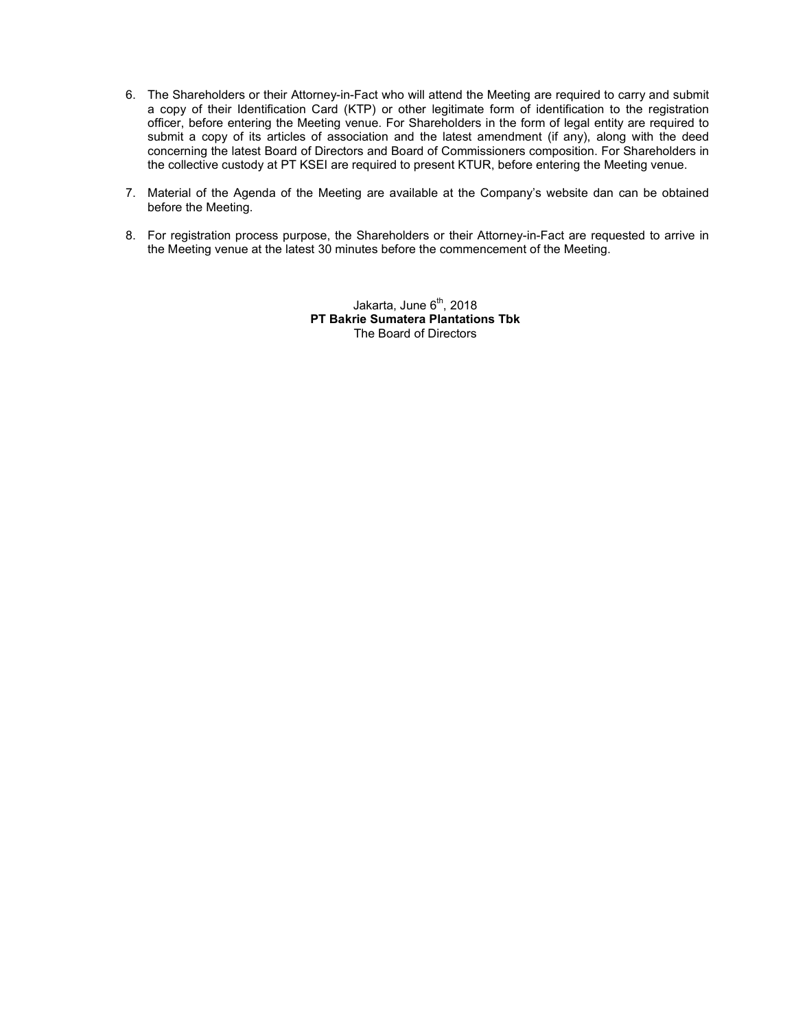6. The Shareholders or their Attorney-in-Fact who will attend the Meeting are required to carry and submit a copy of their Identification Card (KTP) or other legitimate form of identification to the registration officer, before entering the Meeting venue. For Shareholders in the form of legal entity are required to submit a copy of its articles of association and the latest amendment (if any), along with the deed concerning the latest Board of Directors and Board of Commissioners composition. For Shareholders in the collective custody at PT KSEI are required to present KTUR, before entering the Meeting venue.

7. Material of the Agenda of the Meeting are available at the Company's website dan can be obtained before the Meeting.

8. For registration process purpose, the Shareholders or their Attorney-in-Fact are requested to arrive in the Meeting venue at the latest 30 minutes before the commencement of the Meeting.

Jakarta, June 6th, 2018
**PT Bakrie Sumatera Plantations Tbk**
The Board of Directors